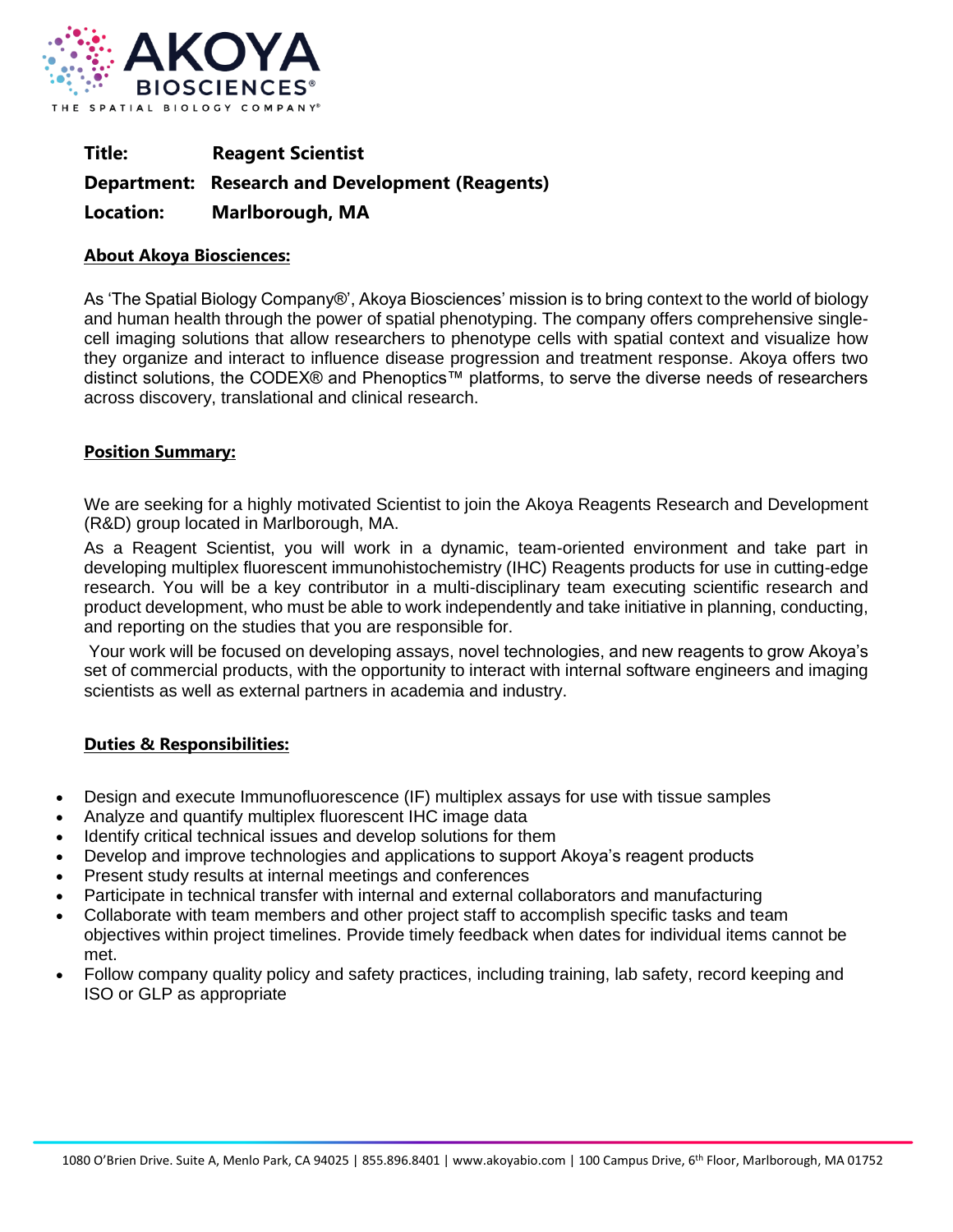**Title:** **Reagent Scientist**

**Department:** **Research and Development (Reagents)**

**Location:** **Marlborough, MA**

## About Akoya Biosciences:

As 'The Spatial Biology Company®', Akoya Biosciences' mission is to bring context to the world of biology and human health through the power of spatial phenotyping. The company offers comprehensive single-cell imaging solutions that allow researchers to phenotype cells with spatial context and visualize how they organize and interact to influence disease progression and treatment response. Akoya offers two distinct solutions, the CODEX® and Phenoptics™ platforms, to serve the diverse needs of researchers across discovery, translational and clinical research.

## Position Summary:

We are seeking for a highly motivated Scientist to join the Akoya Reagents Research and Development (R&D) group located in Marlborough, MA.

As a Reagent Scientist, you will work in a dynamic, team-oriented environment and take part in developing multiplex fluorescent immunohistochemistry (IHC) Reagents products for use in cutting-edge research. You will be a key contributor in a multi-disciplinary team executing scientific research and product development, who must be able to work independently and take initiative in planning, conducting, and reporting on the studies that you are responsible for.

Your work will be focused on developing assays, novel technologies, and new reagents to grow Akoya's set of commercial products, with the opportunity to interact with internal software engineers and imaging scientists as well as external partners in academia and industry.

## Duties & Responsibilities:

- Design and execute Immunofluorescence (IF) multiplex assays for use with tissue samples
- Analyze and quantify multiplex fluorescent IHC image data
- Identify critical technical issues and develop solutions for them
- Develop and improve technologies and applications to support Akoya's reagent products
- Present study results at internal meetings and conferences
- Participate in technical transfer with internal and external collaborators and manufacturing
- Collaborate with team members and other project staff to accomplish specific tasks and team objectives within project timelines. Provide timely feedback when dates for individual items cannot be met.
- Follow company quality policy and safety practices, including training, lab safety, record keeping and ISO or GLP as appropriate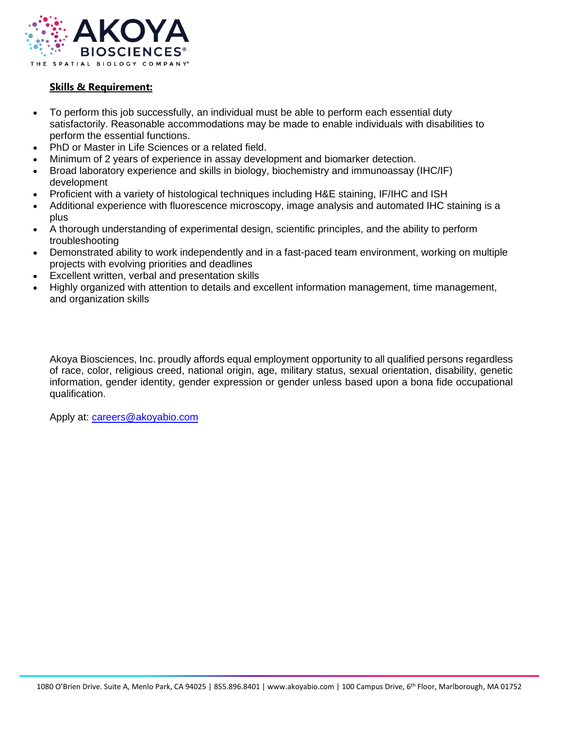**Skills & Requirement:**

- To perform this job successfully, an individual must be able to perform each essential duty satisfactorily. Reasonable accommodations may be made to enable individuals with disabilities to perform the essential functions.
- PhD or Master in Life Sciences or a related field.
- Minimum of 2 years of experience in assay development and biomarker detection.
- Broad laboratory experience and skills in biology, biochemistry and immunoassay (IHC/IF) development
- Proficient with a variety of histological techniques including H&E staining, IF/IHC and ISH
- Additional experience with fluorescence microscopy, image analysis and automated IHC staining is a plus
- A thorough understanding of experimental design, scientific principles, and the ability to perform troubleshooting
- Demonstrated ability to work independently and in a fast-paced team environment, working on multiple projects with evolving priorities and deadlines
- Excellent written, verbal and presentation skills
- Highly organized with attention to details and excellent information management, time management, and organization skills

Akoya Biosciences, Inc. proudly affords equal employment opportunity to all qualified persons regardless of race, color, religious creed, national origin, age, military status, sexual orientation, disability, genetic information, gender identity, gender expression or gender unless based upon a bona fide occupational qualification.

Apply at: careers@akoyabio.com